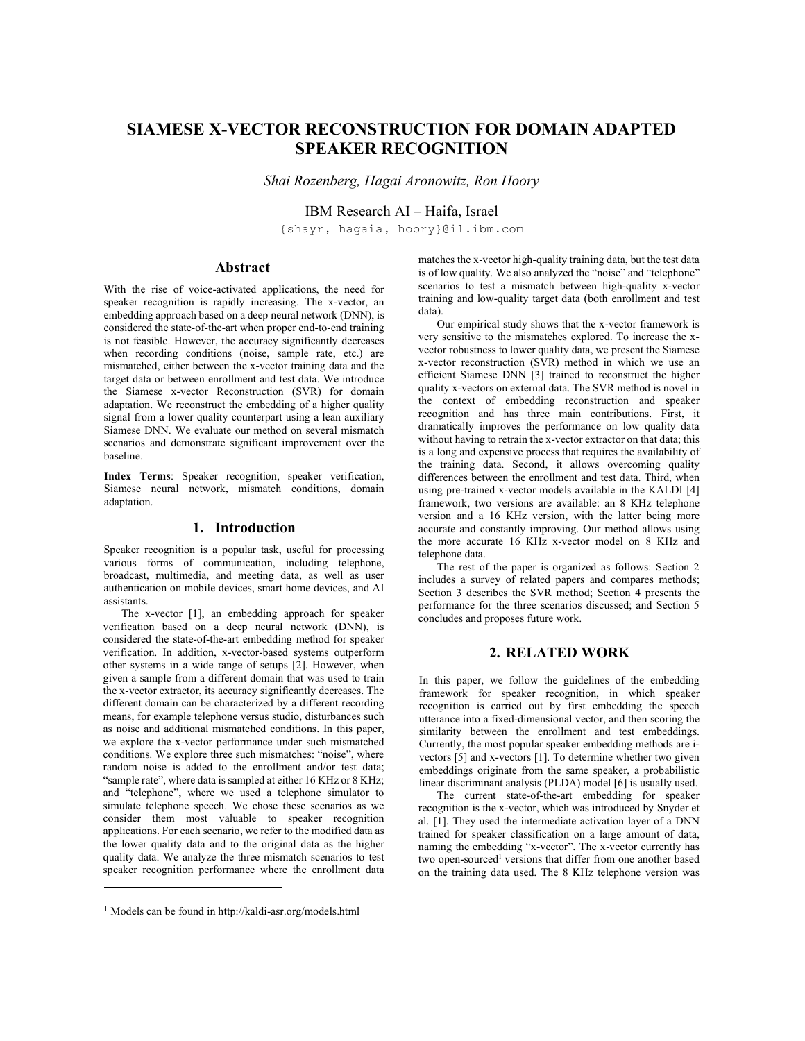# SIAMESE X-VECTOR RECONSTRUCTION FOR DOMAIN ADAPTED SPEAKER RECOGNITION

*Shai Rozenberg, Hagai Aronowitz, Ron Hoory*

IBM Research AI – Haifa, Israel

{shayr, hagaia, hoory}@il.ibm.com

## Abstract

With the rise of voice-activated applications, the need for speaker recognition is rapidly increasing. The x-vector, an embedding approach based on a deep neural network (DNN), is considered the state-of-the-art when proper end-to-end training is not feasible. However, the accuracy significantly decreases when recording conditions (noise, sample rate, etc.) are mismatched, either between the x-vector training data and the target data or between enrollment and test data. We introduce the Siamese x-vector Reconstruction (SVR) for domain adaptation. We reconstruct the embedding of a higher quality signal from a lower quality counterpart using a lean auxiliary Siamese DNN. We evaluate our method on several mismatch scenarios and demonstrate significant improvement over the baseline.

**Index Terms**: Speaker recognition, speaker verification, Siamese neural network, mismatch conditions, domain adaptation.

## 1. Introduction

Speaker recognition is a popular task, useful for processing various forms of communication, including telephone, broadcast, multimedia, and meeting data, as well as user authentication on mobile devices, smart home devices, and AI assistants.

The x-vector [1], an embedding approach for speaker verification based on a deep neural network (DNN), is considered the state-of-the-art embedding method for speaker verification. In addition, x-vector-based systems outperform other systems in a wide range of setups [2]. However, when given a sample from a different domain that was used to train the x-vector extractor, its accuracy significantly decreases. The different domain can be characterized by a different recording means, for example telephone versus studio, disturbances such as noise and additional mismatched conditions. In this paper, we explore the x-vector performance under such mismatched conditions. We explore three such mismatches: "noise", where random noise is added to the enrollment and/or test data; "sample rate", where data is sampled at either 16 KHz or 8 KHz; and "telephone", where we used a telephone simulator to simulate telephone speech. We chose these scenarios as we consider them most valuable to speaker recognition applications. For each scenario, we refer to the modified data as the lower quality data and to the original data as the higher quality data. We analyze the three mismatch scenarios to test speaker recognition performance where the enrollment data matches the x-vector high-quality training data, but the test data is of low quality. We also analyzed the "noise" and "telephone" scenarios to test a mismatch between high-quality x-vector training and low-quality target data (both enrollment and test data).

Our empirical study shows that the x-vector framework is very sensitive to the mismatches explored. To increase the x-vector robustness to lower quality data, we present the Siamese x-vector reconstruction (SVR) method in which we use an efficient Siamese DNN [3] trained to reconstruct the higher quality x-vectors on external data. The SVR method is novel in the context of embedding reconstruction and speaker recognition and has three main contributions. First, it dramatically improves the performance on low quality data without having to retrain the x-vector extractor on that data; this is a long and expensive process that requires the availability of the training data. Second, it allows overcoming quality differences between the enrollment and test data. Third, when using pre-trained x-vector models available in the KALDI [4] framework, two versions are available: an 8 KHz telephone version and a 16 KHz version, with the latter being more accurate and constantly improving. Our method allows using the more accurate 16 KHz x-vector model on 8 KHz and telephone data.

The rest of the paper is organized as follows: Section 2 includes a survey of related papers and compares methods; Section 3 describes the SVR method; Section 4 presents the performance for the three scenarios discussed; and Section 5 concludes and proposes future work.

## 2. RELATED WORK

In this paper, we follow the guidelines of the embedding framework for speaker recognition, in which speaker recognition is carried out by first embedding the speech utterance into a fixed-dimensional vector, and then scoring the similarity between the enrollment and test embeddings. Currently, the most popular speaker embedding methods are i-vectors [5] and x-vectors [1]. To determine whether two given embeddings originate from the same speaker, a probabilistic linear discriminant analysis (PLDA) model [6] is usually used.

The current state-of-the-art embedding for speaker recognition is the x-vector, which was introduced by Snyder et al. [1]. They used the intermediate activation layer of a DNN trained for speaker classification on a large amount of data, naming the embedding "x-vector". The x-vector currently has two open-sourced[1] versions that differ from one another based on the training data used. The 8 KHz telephone version was

[1] Models can be found in http://kaldi-asr.org/models.html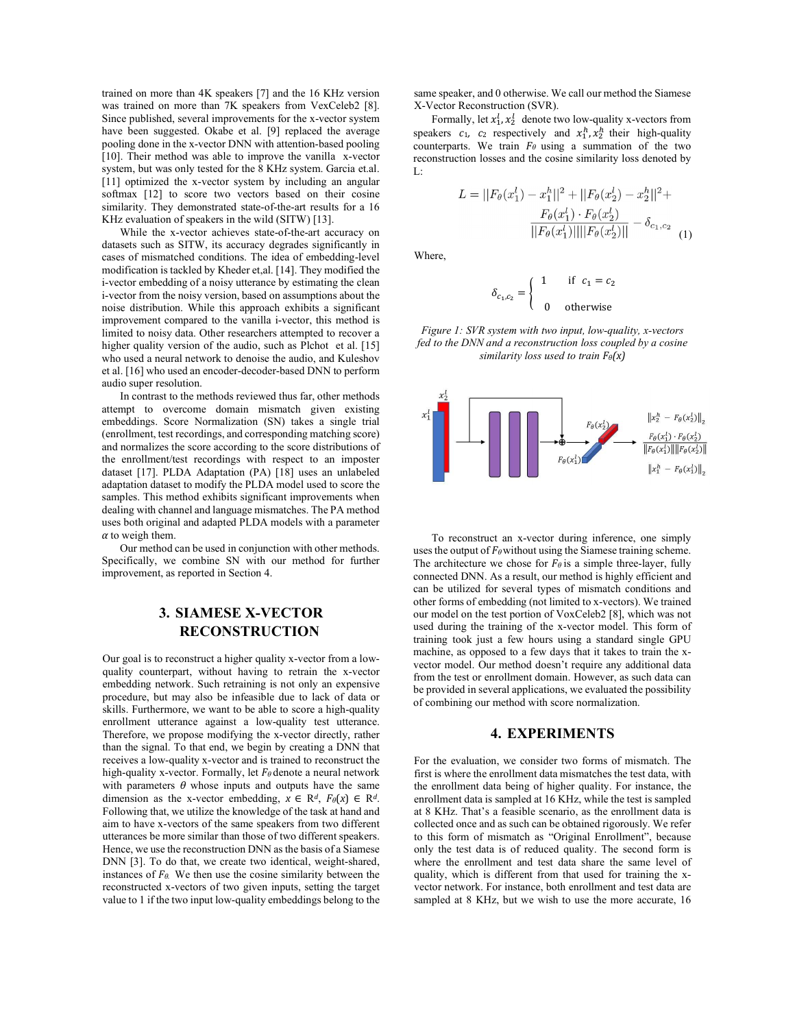trained on more than 4K speakers [7] and the 16 KHz version was trained on more than 7K speakers from VexCeleb2 [8]. Since published, several improvements for the x-vector system have been suggested. Okabe et al. [9] replaced the average pooling done in the x-vector DNN with attention-based pooling [10]. Their method was able to improve the vanilla x-vector system, but was only tested for the 8 KHz system. Garcia et.al. [11] optimized the x-vector system by including an angular softmax [12] to score two vectors based on their cosine similarity. They demonstrated state-of-the-art results for a 16 KHz evaluation of speakers in the wild (SITW) [13].

While the x-vector achieves state-of-the-art accuracy on datasets such as SITW, its accuracy degrades significantly in cases of mismatched conditions. The idea of embedding-level modification is tackled by Kheder et,al. [14]. They modified the i-vector embedding of a noisy utterance by estimating the clean i-vector from the noisy version, based on assumptions about the noise distribution. While this approach exhibits a significant improvement compared to the vanilla i-vector, this method is limited to noisy data. Other researchers attempted to recover a higher quality version of the audio, such as Plchot et al. [15] who used a neural network to denoise the audio, and Kuleshov et al. [16] who used an encoder-decoder-based DNN to perform audio super resolution.

In contrast to the methods reviewed thus far, other methods attempt to overcome domain mismatch given existing embeddings. Score Normalization (SN) takes a single trial (enrollment, test recordings, and corresponding matching score) and normalizes the score according to the score distributions of the enrollment/test recordings with respect to an imposter dataset [17]. PLDA Adaptation (PA) [18] uses an unlabeled adaptation dataset to modify the PLDA model used to score the samples. This method exhibits significant improvements when dealing with channel and language mismatches. The PA method uses both original and adapted PLDA models with a parameter $\alpha$ to weigh them.

Our method can be used in conjunction with other methods. Specifically, we combine SN with our method for further improvement, as reported in Section 4.

# 3. SIAMESE X-VECTOR RECONSTRUCTION

Our goal is to reconstruct a higher quality x-vector from a low-quality counterpart, without having to retrain the x-vector embedding network. Such retraining is not only an expensive procedure, but may also be infeasible due to lack of data or skills. Furthermore, we want to be able to score a high-quality enrollment utterance against a low-quality test utterance. Therefore, we propose modifying the x-vector directly, rather than the signal. To that end, we begin by creating a DNN that receives a low-quality x-vector and is trained to reconstruct the high-quality x-vector. Formally, let $F_\theta$ denote a neural network with parameters $\theta$ whose inputs and outputs have the same dimension as the x-vector embedding, $x \in \mathbb{R}^d$, $F_\theta(x) \in \mathbb{R}^d$. Following that, we utilize the knowledge of the task at hand and aim to have x-vectors of the same speakers from two different utterances be more similar than those of two different speakers. Hence, we use the reconstruction DNN as the basis of a Siamese DNN [3]. To do that, we create two identical, weight-shared, instances of $F_\theta$. We then use the cosine similarity between the reconstructed x-vectors of two given inputs, setting the target value to 1 if the two input low-quality embeddings belong to the same speaker, and 0 otherwise. We call our method the Siamese X-Vector Reconstruction (SVR).

Formally, let $x_1^l, x_2^l$ denote two low-quality x-vectors from speakers $c_1$, $c_2$ respectively and $x_1^h, x_2^h$ their high-quality counterparts. We train $F_\theta$ using a summation of the two reconstruction losses and the cosine similarity loss denoted by L:

$$L = ||F_\theta(x_1^l) - x_1^h||^2 + ||F_\theta(x_2^l) - x_2^h||^2 + \frac{F_\theta(x_1^l) \cdot F_\theta(x_2^l)}{||F_\theta(x_1^l)||||F_\theta(x_2^l)||} - \delta_{c_1,c_2} \quad (1)$$

Where,

$$\delta_{c_1,c_2} = \begin{cases} 1 & \text{if } c_1 = c_2 \\ 0 & \text{otherwise} \end{cases}$$

*Figure 1: SVR system with two input, low-quality, x-vectors fed to the DNN and a reconstruction loss coupled by a cosine similarity loss used to train $F_\theta(x)$*

To reconstruct an x-vector during inference, one simply uses the output of $F_\theta$ without using the Siamese training scheme. The architecture we chose for $F_\theta$ is a simple three-layer, fully connected DNN. As a result, our method is highly efficient and can be utilized for several types of mismatch conditions and other forms of embedding (not limited to x-vectors). We trained our model on the test portion of VoxCeleb2 [8], which was not used during the training of the x-vector model. This form of training took just a few hours using a standard single GPU machine, as opposed to a few days that it takes to train the x-vector model. Our method doesn't require any additional data from the test or enrollment domain. However, as such data can be provided in several applications, we evaluated the possibility of combining our method with score normalization.

# 4. EXPERIMENTS

For the evaluation, we consider two forms of mismatch. The first is where the enrollment data mismatches the test data, with the enrollment data being of higher quality. For instance, the enrollment data is sampled at 16 KHz, while the test is sampled at 8 KHz. That's a feasible scenario, as the enrollment data is collected once and as such can be obtained rigorously. We refer to this form of mismatch as "Original Enrollment", because only the test data is of reduced quality. The second form is where the enrollment and test data share the same level of quality, which is different from that used for training the x-vector network. For instance, both enrollment and test data are sampled at 8 KHz, but we wish to use the more accurate, 16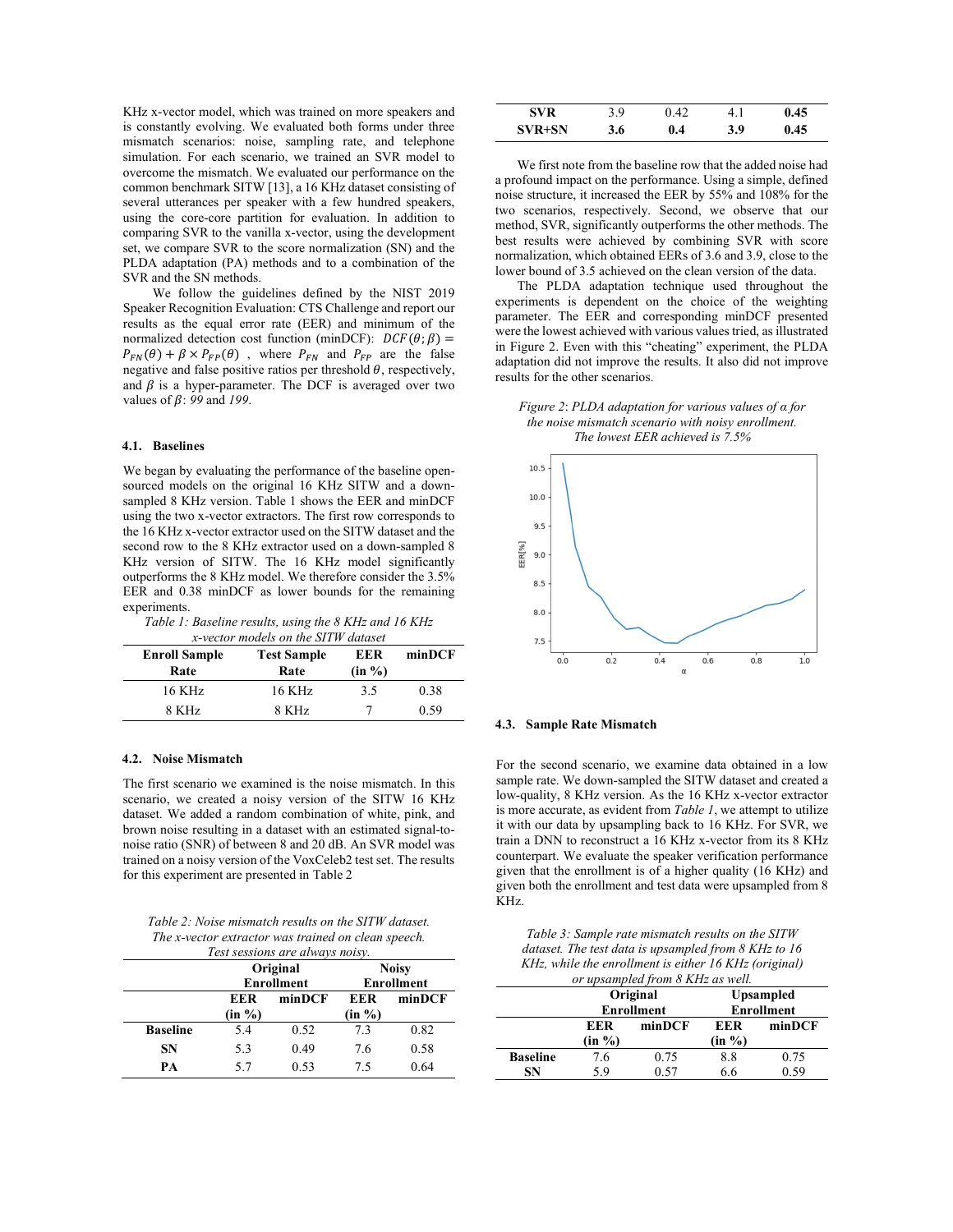KHz x-vector model, which was trained on more speakers and is constantly evolving. We evaluated both forms under three mismatch scenarios: noise, sampling rate, and telephone simulation. For each scenario, we trained an SVR model to overcome the mismatch. We evaluated our performance on the common benchmark SITW [13], a 16 KHz dataset consisting of several utterances per speaker with a few hundred speakers, using the core-core partition for evaluation. In addition to comparing SVR to the vanilla x-vector, using the development set, we compare SVR to the score normalization (SN) and the PLDA adaptation (PA) methods and to a combination of the SVR and the SN methods.

We follow the guidelines defined by the NIST 2019 Speaker Recognition Evaluation: CTS Challenge and report our results as the equal error rate (EER) and minimum of the normalized detection cost function (minDCF): $DCF(\theta;\beta) = P_{FN}(\theta) + \beta \times P_{FP}(\theta)$ , where $P_{FN}$ and $P_{FP}$ are the false negative and false positive ratios per threshold $\theta$, respectively, and $\beta$ is a hyper-parameter. The DCF is averaged over two values of $\beta$: *99* and *199*.

### 4.1. Baselines

We began by evaluating the performance of the baseline open-sourced models on the original 16 KHz SITW and a down-sampled 8 KHz version. Table 1 shows the EER and minDCF using the two x-vector extractors. The first row corresponds to the 16 KHz x-vector extractor used on the SITW dataset and the second row to the 8 KHz extractor used on a down-sampled 8 KHz version of SITW. The 16 KHz model significantly outperforms the 8 KHz model. We therefore consider the 3.5% EER and 0.38 minDCF as lower bounds for the remaining experiments.

*Table 1: Baseline results, using the 8 KHz and 16 KHz x-vector models on the SITW dataset*

| Enroll Sample Rate | Test Sample Rate | EER (in %) | minDCF |
|---|---|---|---|
| 16 KHz | 16 KHz | 3.5 | 0.38 |
| 8 KHz | 8 KHz | 7 | 0.59 |

### 4.2. Noise Mismatch

The first scenario we examined is the noise mismatch. In this scenario, we created a noisy version of the SITW 16 KHz dataset. We added a random combination of white, pink, and brown noise resulting in a dataset with an estimated signal-to-noise ratio (SNR) of between 8 and 20 dB. An SVR model was trained on a noisy version of the VoxCeleb2 test set. The results for this experiment are presented in Table 2

*Table 2: Noise mismatch results on the SITW dataset. The x-vector extractor was trained on clean speech. Test sessions are always noisy.*

| | Original Enrollment | | Noisy Enrollment | |
|---|---|---|---|---|
| | EER (in %) | minDCF | EER (in %) | minDCF |
| **Baseline** | 5.4 | 0.52 | 7.3 | 0.82 |
| **SN** | 5.3 | 0.49 | 7.6 | 0.58 |
| **PA** | 5.7 | 0.53 | 7.5 | 0.64 |
| **SVR** | 3.9 | 0.42 | 4.1 | **0.45** |
| **SVR+SN** | **3.6** | **0.4** | **3.9** | **0.45** |

We first note from the baseline row that the added noise had a profound impact on the performance. Using a simple, defined noise structure, it increased the EER by 55% and 108% for the two scenarios, respectively. Second, we observe that our method, SVR, significantly outperforms the other methods. The best results were achieved by combining SVR with score normalization, which obtained EERs of 3.6 and 3.9, close to the lower bound of 3.5 achieved on the clean version of the data.

The PLDA adaptation technique used throughout the experiments is dependent on the choice of the weighting parameter. The EER and corresponding minDCF presented were the lowest achieved with various values tried, as illustrated in Figure 2. Even with this "cheating" experiment, the PLDA adaptation did not improve the results. It also did not improve results for the other scenarios.

*Figure 2: PLDA adaptation for various values of $\alpha$ for the noise mismatch scenario with noisy enrollment. The lowest EER achieved is 7.5%*

### 4.3. Sample Rate Mismatch

For the second scenario, we examine data obtained in a low sample rate. We down-sampled the SITW dataset and created a low-quality, 8 KHz version. As the 16 KHz x-vector extractor is more accurate, as evident from *Table 1*, we attempt to utilize it with our data by upsampling back to 16 KHz. For SVR, we train a DNN to reconstruct a 16 KHz x-vector from its 8 KHz counterpart. We evaluate the speaker verification performance given that the enrollment is of a higher quality (16 KHz) and given both the enrollment and test data were upsampled from 8 KHz.

*Table 3: Sample rate mismatch results on the SITW dataset. The test data is upsampled from 8 KHz to 16 KHz, while the enrollment is either 16 KHz (original) or upsampled from 8 KHz as well.*

| | Original Enrollment | | Upsampled Enrollment | |
|---|---|---|---|---|
| | EER (in %) | minDCF | EER (in %) | minDCF |
| **Baseline** | 7.6 | 0.75 | 8.8 | 0.75 |
| **SN** | 5.9 | 0.57 | 6.6 | 0.59 |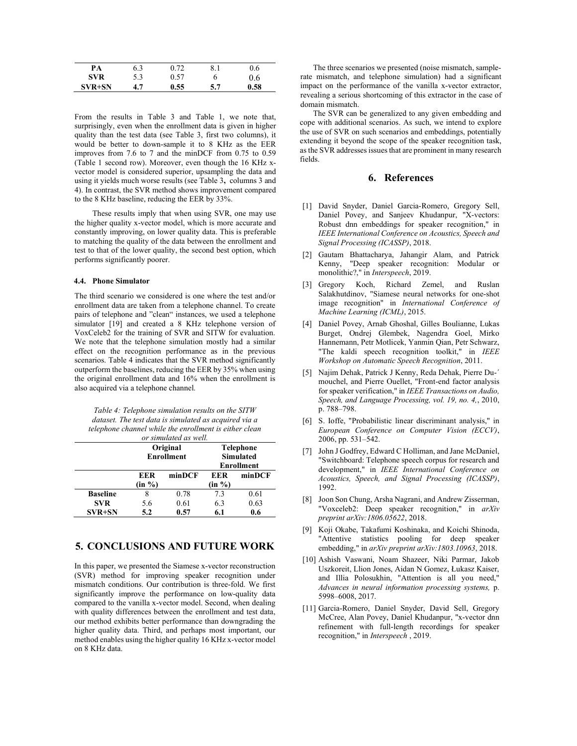| PA | 6.3 | 0.72 | 8.1 | 0.6 |
|---|---|---|---|---|
| **SVR** | 5.3 | 0.57 | 6 | 0.6 |
| **SVR+SN** | **4.7** | **0.55** | **5.7** | **0.58** |

From the results in Table 3 and Table 1, we note that, surprisingly, even when the enrollment data is given in higher quality than the test data (see Table 3, first two columns), it would be better to down-sample it to 8 KHz as the EER improves from 7.6 to 7 and the minDCF from 0.75 to 0.59 (Table 1 second row). Moreover, even though the 16 KHz x-vector model is considered superior, upsampling the data and using it yields much worse results (see Table 3, columns 3 and 4). In contrast, the SVR method shows improvement compared to the 8 KHz baseline, reducing the EER by 33%.

These results imply that when using SVR, one may use the higher quality x-vector model, which is more accurate and constantly improving, on lower quality data. This is preferable to matching the quality of the data between the enrollment and test to that of the lower quality, the second best option, which performs significantly poorer.

### 4.4. Phone Simulator

The third scenario we considered is one where the test and/or enrollment data are taken from a telephone channel. To create pairs of telephone and "clean" instances, we used a telephone simulator [19] and created a 8 KHz telephone version of VoxCeleb2 for the training of SVR and SITW for evaluation. We note that the telephone simulation mostly had a similar effect on the recognition performance as in the previous scenarios. Table 4 indicates that the SVR method significantly outperform the baselines, reducing the EER by 35% when using the original enrollment data and 16% when the enrollment is also acquired via a telephone channel.

*Table 4: Telephone simulation results on the SITW dataset. The test data is simulated as acquired via a telephone channel while the enrollment is either clean or simulated as well.*

| | **Original Enrollment** | | **Telephone Simulated Enrollment** | |
|---|---|---|---|---|
| | **EER (in %)** | **minDCF** | **EER (in %)** | **minDCF** |
| **Baseline** | 8 | 0.78 | 7.3 | 0.61 |
| **SVR** | 5.6 | 0.61 | 6.3 | 0.63 |
| **SVR+SN** | **5.2** | **0.57** | **6.1** | **0.6** |

## 5. CONCLUSIONS AND FUTURE WORK

In this paper, we presented the Siamese x-vector reconstruction (SVR) method for improving speaker recognition under mismatch conditions. Our contribution is three-fold. We first significantly improve the performance on low-quality data compared to the vanilla x-vector model. Second, when dealing with quality differences between the enrollment and test data, our method exhibits better performance than downgrading the higher quality data. Third, and perhaps most important, our method enables using the higher quality 16 KHz x-vector model on 8 KHz data.

The three scenarios we presented (noise mismatch, sample-rate mismatch, and telephone simulation) had a significant impact on the performance of the vanilla x-vector extractor, revealing a serious shortcoming of this extractor in the case of domain mismatch.

The SVR can be generalized to any given embedding and cope with additional scenarios. As such, we intend to explore the use of SVR on such scenarios and embeddings, potentially extending it beyond the scope of the speaker recognition task, as the SVR addresses issues that are prominent in many research fields.

## 6. References

[1] David Snyder, Daniel Garcia-Romero, Gregory Sell, Daniel Povey, and Sanjeev Khudanpur, "X-vectors: Robust dnn embeddings for speaker recognition," in *IEEE International Conference on Acoustics, Speech and Signal Processing (ICASSP)*, 2018.

[2] Gautam Bhattacharya, Jahangir Alam, and Patrick Kenny, "Deep speaker recognition: Modular or monolithic?," in *Interspeech*, 2019.

[3] Gregory Koch, Richard Zemel, and Ruslan Salakhutdinov, "Siamese neural networks for one-shot image recognition" in *International Conference of Machine Learning (ICML)*, 2015.

[4] Daniel Povey, Arnab Ghoshal, Gilles Boulianne, Lukas Burget, Ondrej Glembek, Nagendra Goel, Mirko Hannemann, Petr Motlicek, Yanmin Qian, Petr Schwarz, "The kaldi speech recognition toolkit," in *IEEE Workshop on Automatic Speech Recognition*, 2011.

[5] Najim Dehak, Patrick J Kenny, Reda Dehak, Pierre Du-´ mouchel, and Pierre Ouellet, "Front-end factor analysis for speaker verification," in *IEEE Transactions on Audio, Speech, and Language Processing, vol. 19, no. 4,*, 2010, p. 788–798.

[6] S. Ioffe, "Probabilistic linear discriminant analysis," in *European Conference on Computer Vision (ECCV)*, 2006, pp. 531–542.

[7] John J Godfrey, Edward C Holliman, and Jane McDaniel, "Switchboard: Telephone speech corpus for research and development," in *IEEE International Conference on Acoustics, Speech, and Signal Processing (ICASSP)*, 1992.

[8] Joon Son Chung, Arsha Nagrani, and Andrew Zisserman, "Voxceleb2: Deep speaker recognition," in *arXiv preprint arXiv:1806.05622*, 2018.

[9] Koji Okabe, Takafumi Koshinaka, and Koichi Shinoda, "Attentive statistics pooling for deep speaker embedding," in *arXiv preprint arXiv:1803.10963*, 2018.

[10] Ashish Vaswani, Noam Shazeer, Niki Parmar, Jakob Uszkoreit, Llion Jones, Aidan N Gomez, Łukasz Kaiser, and Illia Polosukhin, "Attention is all you need," *Advances in neural information processing systems,* p. 5998–6008, 2017.

[11] Garcia-Romero, Daniel Snyder, David Sell, Gregory McCree, Alan Povey, Daniel Khudanpur, "x-vector dnn refinement with full-length recordings for speaker recognition," in *Interspeech* , 2019.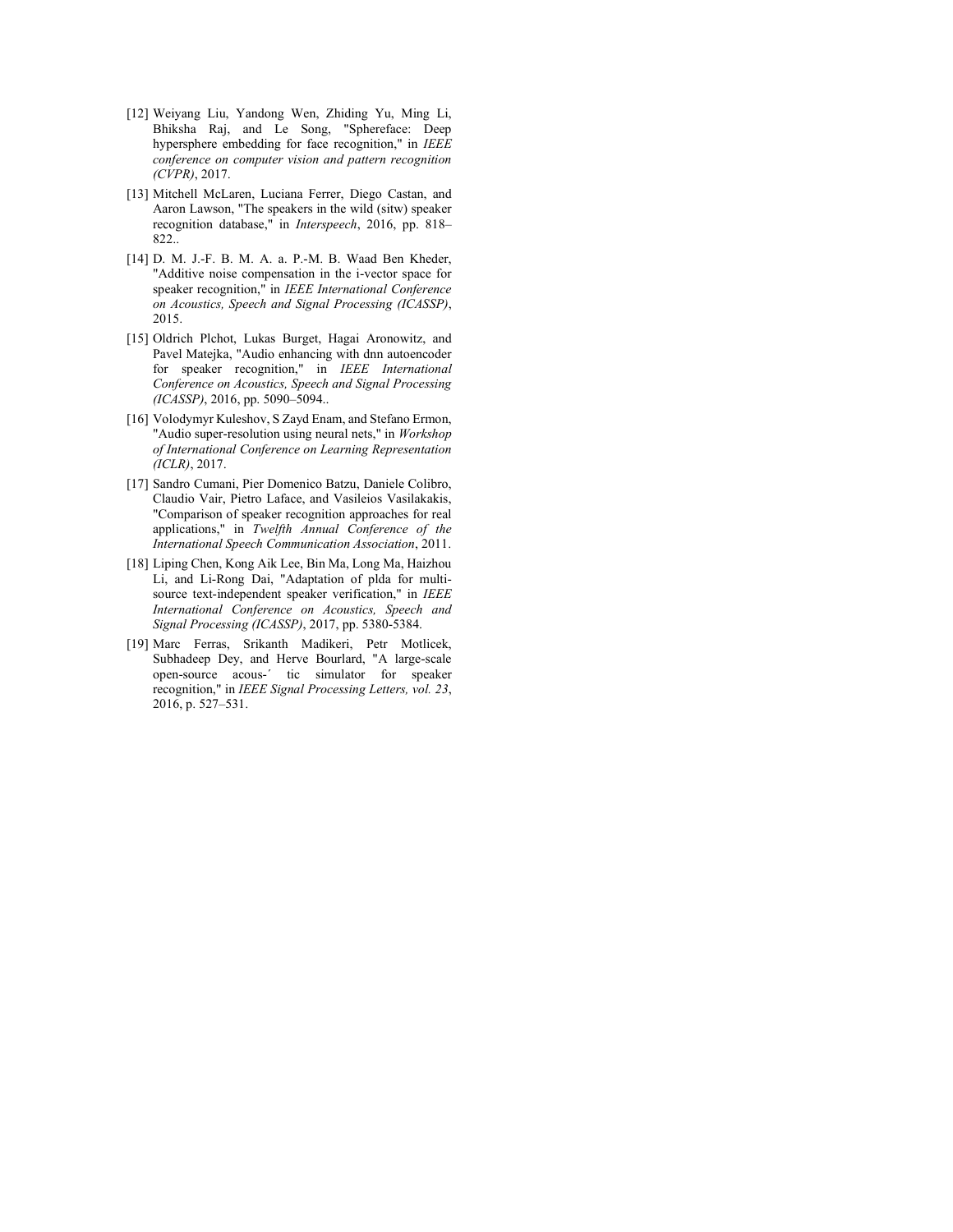[12] Weiyang Liu, Yandong Wen, Zhiding Yu, Ming Li, Bhiksha Raj, and Le Song, "Sphereface: Deep hypersphere embedding for face recognition," in *IEEE conference on computer vision and pattern recognition (CVPR)*, 2017.

[13] Mitchell McLaren, Luciana Ferrer, Diego Castan, and Aaron Lawson, "The speakers in the wild (sitw) speaker recognition database," in *Interspeech*, 2016, pp. 818–822..

[14] D. M. J.-F. B. M. A. a. P.-M. B. Waad Ben Kheder, "Additive noise compensation in the i-vector space for speaker recognition," in *IEEE International Conference on Acoustics, Speech and Signal Processing (ICASSP)*, 2015.

[15] Oldrich Plchot, Lukas Burget, Hagai Aronowitz, and Pavel Matejka, "Audio enhancing with dnn autoencoder for speaker recognition," in *IEEE International Conference on Acoustics, Speech and Signal Processing (ICASSP)*, 2016, pp. 5090–5094..

[16] Volodymyr Kuleshov, S Zayd Enam, and Stefano Ermon, "Audio super-resolution using neural nets," in *Workshop of International Conference on Learning Representation (ICLR)*, 2017.

[17] Sandro Cumani, Pier Domenico Batzu, Daniele Colibro, Claudio Vair, Pietro Laface, and Vasileios Vasilakakis, "Comparison of speaker recognition approaches for real applications," in *Twelfth Annual Conference of the International Speech Communication Association*, 2011.

[18] Liping Chen, Kong Aik Lee, Bin Ma, Long Ma, Haizhou Li, and Li-Rong Dai, "Adaptation of plda for multi-source text-independent speaker verification," in *IEEE International Conference on Acoustics, Speech and Signal Processing (ICASSP)*, 2017, pp. 5380-5384.

[19] Marc Ferras, Srikanth Madikeri, Petr Motlicek, Subhadeep Dey, and Herve Bourlard, "A large-scale open-source acous-´ tic simulator for speaker recognition," in *IEEE Signal Processing Letters, vol. 23*, 2016, p. 527–531.